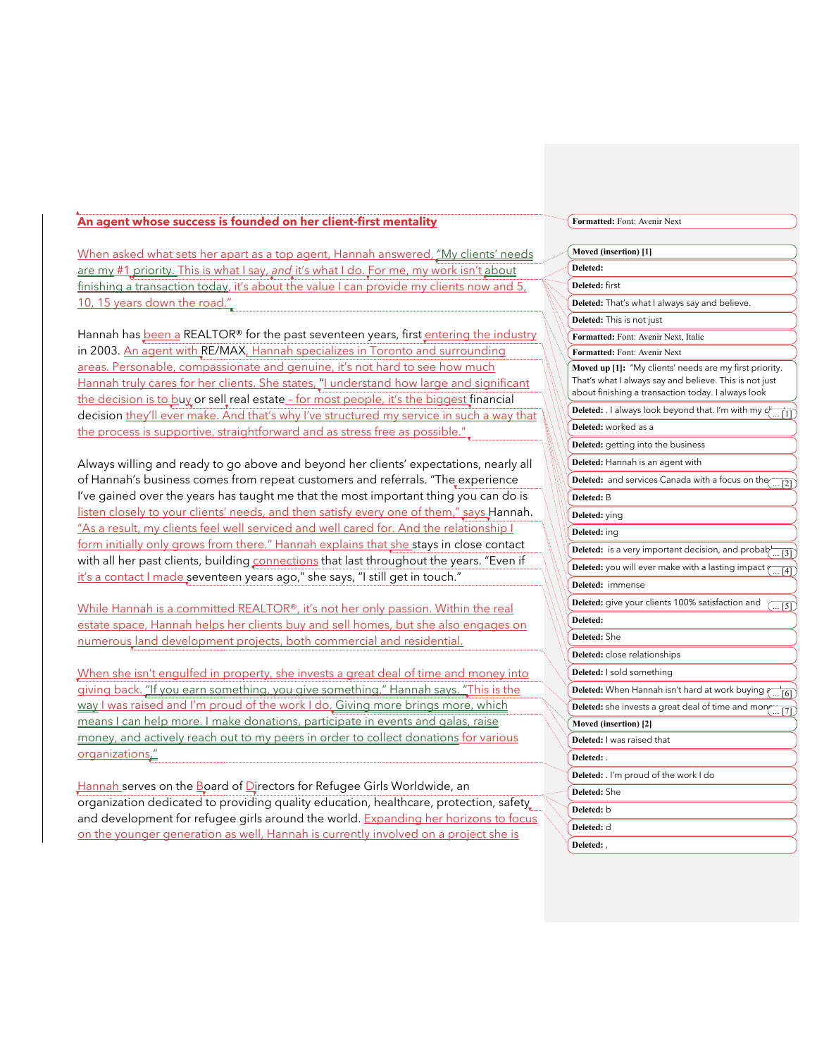**An agent whose success is founded on her client-first mentality**

When asked what sets her apart as a top agent, Hannah answered, "My clients' needs are my #1 priority. This is what I say, *and* it's what I do. For me, my work isn't about finishing a transaction today, it's about the value I can provide my clients now and 5, 10, 15 years down the road."

Hannah has been a REALTOR® for the past seventeen years, first entering the industry in 2003. An agent with RE/MAX, Hannah specializes in Toronto and surrounding areas. Personable, compassionate and genuine, it's not hard to see how much Hannah truly cares for her clients. She states, "I understand how large and significant the decision is to buy or sell real estate – for most people, it's the biggest financial decision they'll ever make. And that's why I've structured my service in such a way that the process is supportive, straightforward and as stress free as possible."

Always willing and ready to go above and beyond her clients' expectations, nearly all of Hannah's business comes from repeat customers and referrals. "The experience I've gained over the years has taught me that the most important thing you can do is listen closely to your clients' needs, and then satisfy every one of them," says Hannah. "As a result, my clients feel well serviced and well cared for. And the relationship I form initially only grows from there." Hannah explains that she stays in close contact with all her past clients, building connections that last throughout the years. "Even if it's a contact I made seventeen years ago," she says, "I still get in touch."

While Hannah is a committed REALTOR®, it's not her only passion. Within the real estate space, Hannah helps her clients buy and sell homes, but she also engages on numerous land development projects, both commercial and residential.

When she isn't engulfed in property, she invests a great deal of time and money into giving back. "If you earn something, you give something," Hannah says. "This is the way I was raised and I'm proud of the work I do. Giving more brings more, which means I can help more. I make donations, participate in events and galas, raise money, and actively reach out to my peers in order to collect donations for various organizations."

Hannah serves on the Board of Directors for Refugee Girls Worldwide, an organization dedicated to providing quality education, healthcare, protection, safety and development for refugee girls around the world. Expanding her horizons to focus on the younger generation as well, Hannah is currently involved on a project she is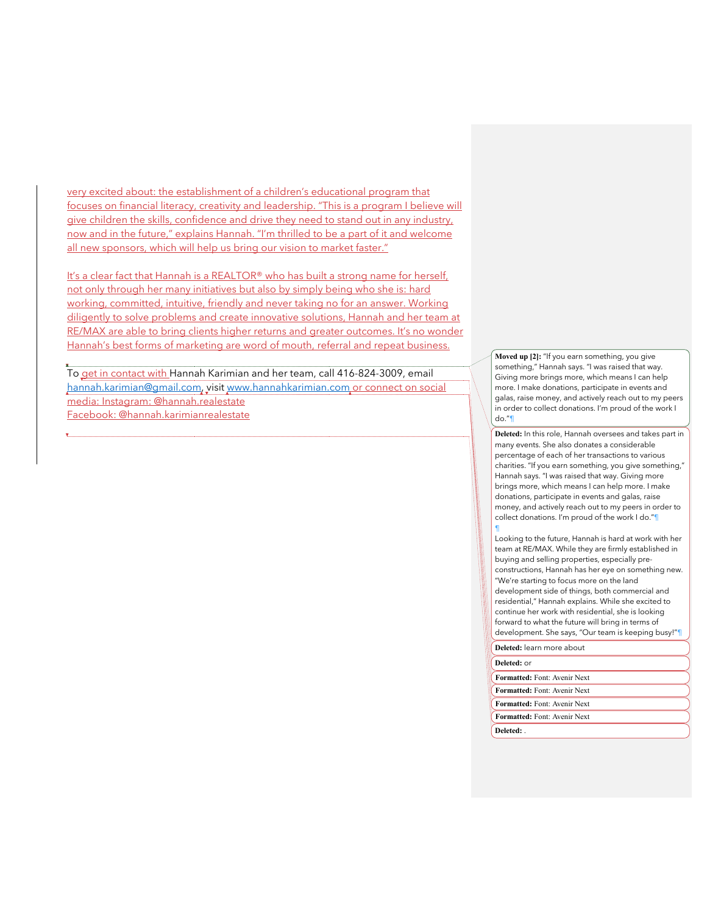very excited about: the establishment of a children's educational program that focuses on financial literacy, creativity and leadership. "This is a program I believe will give children the skills, confidence and drive they need to stand out in any industry, now and in the future," explains Hannah. "I'm thrilled to be a part of it and welcome all new sponsors, which will help us bring our vision to market faster."

It's a clear fact that Hannah is a REALTOR® who has built a strong name for herself, not only through her many initiatives but also by simply being who she is: hard working, committed, intuitive, friendly and never taking no for an answer. Working diligently to solve problems and create innovative solutions, Hannah and her team at RE/MAX are able to bring clients higher returns and greater outcomes. It's no wonder Hannah's best forms of marketing are word of mouth, referral and repeat business.

To get in contact with Hannah Karimian and her team, call 416-824-3009, email hannah.karimian@gmail.com, visit www.hannahkarimian.com or connect on social media: Instagram: @hannah.realestate
Facebook: @hannah.karimianrealestate

**Moved up [2]:** "If you earn something, you give something," Hannah says. "I was raised that way. Giving more brings more, which means I can help more. I make donations, participate in events and galas, raise money, and actively reach out to my peers in order to collect donations. I'm proud of the work I do."

**Deleted:** In this role, Hannah oversees and takes part in many events. She also donates a considerable percentage of each of her transactions to various charities. "If you earn something, you give something," Hannah says. "I was raised that way. Giving more brings more, which means I can help more. I make donations, participate in events and galas, raise money, and actively reach out to my peers in order to collect donations. I'm proud of the work I do."

Looking to the future, Hannah is hard at work with her team at RE/MAX. While they are firmly established in buying and selling properties, especially pre-constructions, Hannah has her eye on something new. "We're starting to focus more on the land development side of things, both commercial and residential," Hannah explains. While she excited to continue her work with residential, she is looking forward to what the future will bring in terms of development. She says, "Our team is keeping busy!"

**Deleted:** learn more about

**Deleted:** or

**Formatted:** Font: Avenir Next

**Formatted:** Font: Avenir Next

**Formatted:** Font: Avenir Next

**Formatted:** Font: Avenir Next

**Deleted:** .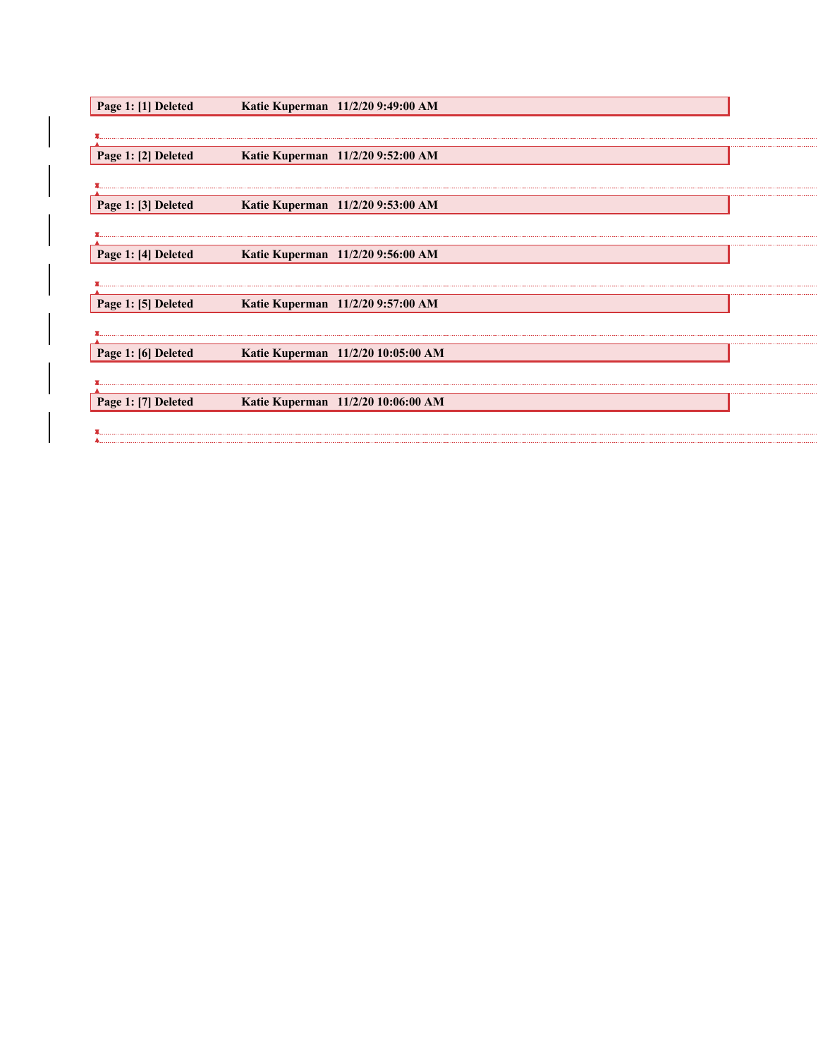**Page 1: [1] Deleted** **Katie Kuperman 11/2/20 9:49:00 AM**

**Page 1: [2] Deleted** **Katie Kuperman 11/2/20 9:52:00 AM**

**Page 1: [3] Deleted** **Katie Kuperman 11/2/20 9:53:00 AM**

**Page 1: [4] Deleted** **Katie Kuperman 11/2/20 9:56:00 AM**

**Page 1: [5] Deleted** **Katie Kuperman 11/2/20 9:57:00 AM**

**Page 1: [6] Deleted** **Katie Kuperman 11/2/20 10:05:00 AM**

**Page 1: [7] Deleted** **Katie Kuperman 11/2/20 10:06:00 AM**